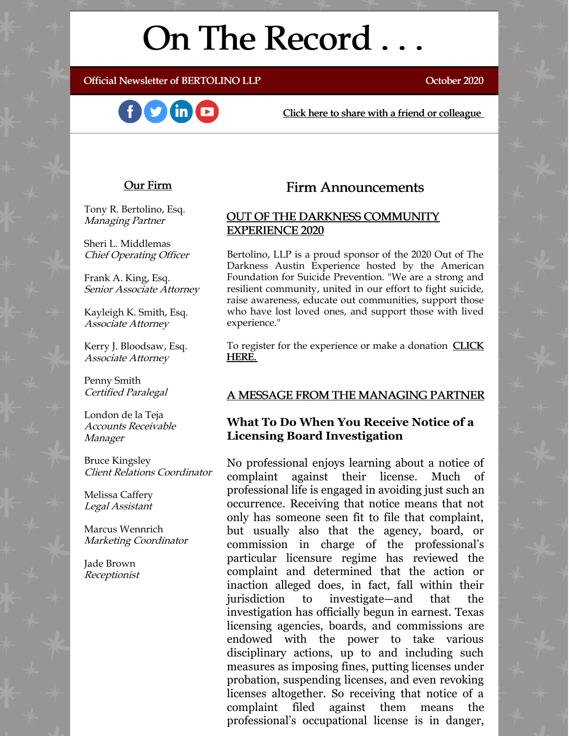# On The Record . . .

Official Newsletter of BERTOLINO LLP

October 2020

Click here to share with a friend or colleague

## Our Firm

Tony R. Bertolino, Esq.
*Managing Partner*

Sheri L. Middlemas
*Chief Operating Officer*

Frank A. King, Esq.
*Senior Associate Attorney*

Kayleigh K. Smith, Esq.
*Associate Attorney*

Kerry J. Bloodsaw, Esq.
*Associate Attorney*

Penny Smith
*Certified Paralegal*

London de la Teja
*Accounts Receivable Manager*

Bruce Kingsley
*Client Relations Coordinator*

Melissa Caffery
*Legal Assistant*

Marcus Wennrich
*Marketing Coordinator*

Jade Brown
*Receptionist*

## Firm Announcements

### OUT OF THE DARKNESS COMMUNITY EXPERIENCE 2020

Bertolino, LLP is a proud sponsor of the 2020 Out of The Darkness Austin Experience hosted by the American Foundation for Suicide Prevention. "We are a strong and resilient community, united in our effort to fight suicide, raise awareness, educate out communities, support those who have lost loved ones, and support those with lived experience."

To register for the experience or make a donation **CLICK HERE.**

### A MESSAGE FROM THE MANAGING PARTNER

### What To Do When You Receive Notice of a Licensing Board Investigation

No professional enjoys learning about a notice of complaint against their license. Much of professional life is engaged in avoiding just such an occurrence. Receiving that notice means that not only has someone seen fit to file that complaint, but usually also that the agency, board, or commission in charge of the professional's particular licensure regime has reviewed the complaint and determined that the action or inaction alleged does, in fact, fall within their jurisdiction to investigate—and that the investigation has officially begun in earnest. Texas licensing agencies, boards, and commissions are endowed with the power to take various disciplinary actions, up to and including such measures as imposing fines, putting licenses under probation, suspending licenses, and even revoking licenses altogether. So receiving that notice of a complaint filed against them means the professional's occupational license is in danger,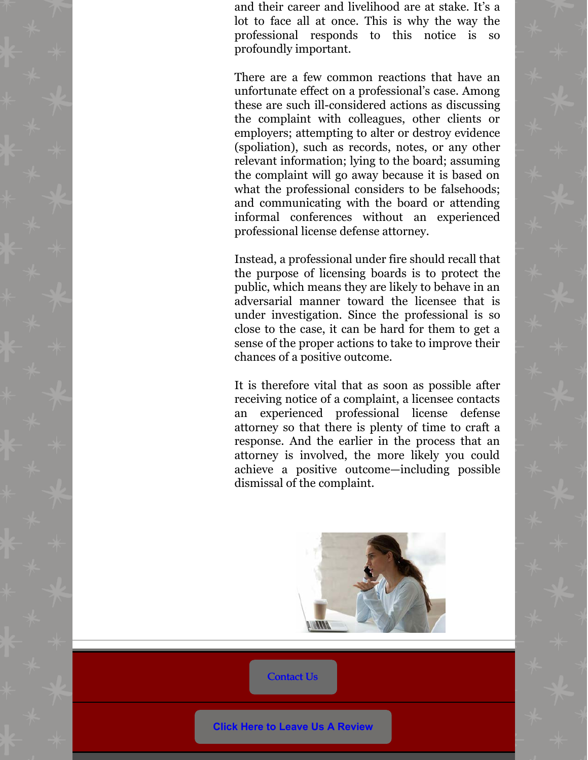and their career and livelihood are at stake. It's a lot to face all at once. This is why the way the professional responds to this notice is so profoundly important.

There are a few common reactions that have an unfortunate effect on a professional's case. Among these are such ill-considered actions as discussing the complaint with colleagues, other clients or employers; attempting to alter or destroy evidence (spoliation), such as records, notes, or any other relevant information; lying to the board; assuming the complaint will go away because it is based on what the professional considers to be falsehoods; and communicating with the board or attending informal conferences without an experienced professional license defense attorney.

Instead, a professional under fire should recall that the purpose of licensing boards is to protect the public, which means they are likely to behave in an adversarial manner toward the licensee that is under investigation. Since the professional is so close to the case, it can be hard for them to get a sense of the proper actions to take to improve their chances of a positive outcome.

It is therefore vital that as soon as possible after receiving notice of a complaint, a licensee contacts an experienced professional license defense attorney so that there is plenty of time to craft a response. And the earlier in the process that an attorney is involved, the more likely you could achieve a positive outcome—including possible dismissal of the complaint.

Contact Us

Click Here to Leave Us A Review